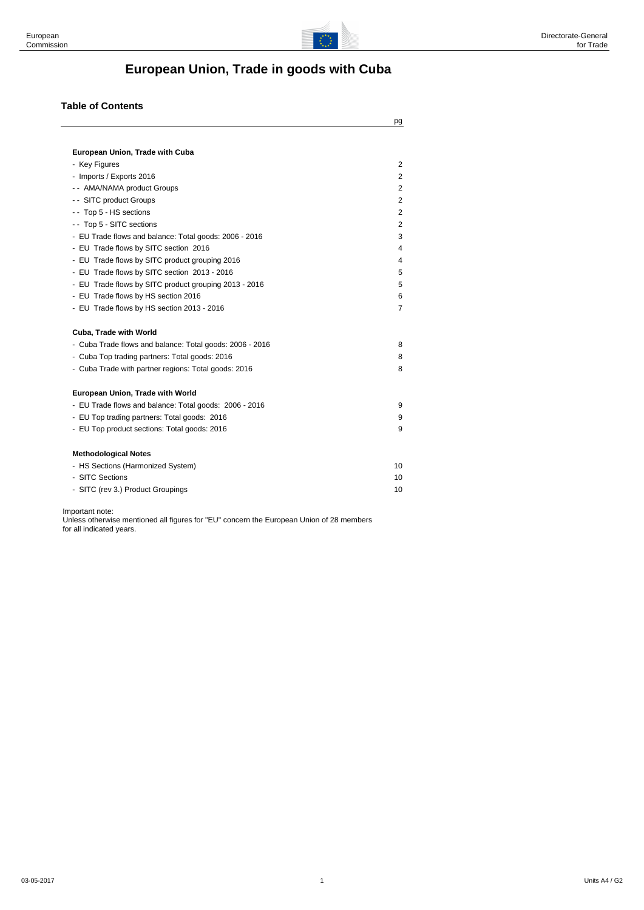# European Union, Trade in goods with Cuba

## Table of Contents

| | pg |
|---|---|
| **European Union, Trade with Cuba** | |
| - Key Figures | 2 |
| - Imports / Exports 2016 | 2 |
| - - AMA/NAMA product Groups | 2 |
| - - SITC product Groups | 2 |
| - - Top 5 - HS sections | 2 |
| - - Top 5 - SITC sections | 2 |
| - EU Trade flows and balance: Total goods: 2006 - 2016 | 3 |
| - EU Trade flows by SITC section 2016 | 4 |
| - EU Trade flows by SITC product grouping 2016 | 4 |
| - EU Trade flows by SITC section 2013 - 2016 | 5 |
| - EU Trade flows by SITC product grouping 2013 - 2016 | 5 |
| - EU Trade flows by HS section 2016 | 6 |
| - EU Trade flows by HS section 2013 - 2016 | 7 |
| **Cuba, Trade with World** | |
| - Cuba Trade flows and balance: Total goods: 2006 - 2016 | 8 |
| - Cuba Top trading partners: Total goods: 2016 | 8 |
| - Cuba Trade with partner regions: Total goods: 2016 | 8 |
| **European Union, Trade with World** | |
| - EU Trade flows and balance: Total goods: 2006 - 2016 | 9 |
| - EU Top trading partners: Total goods: 2016 | 9 |
| - EU Top product sections: Total goods: 2016 | 9 |
| **Methodological Notes** | |
| - HS Sections (Harmonized System) | 10 |
| - SITC Sections | 10 |
| - SITC (rev 3.) Product Groupings | 10 |

Important note:
Unless otherwise mentioned all figures for "EU" concern the European Union of 28 members for all indicated years.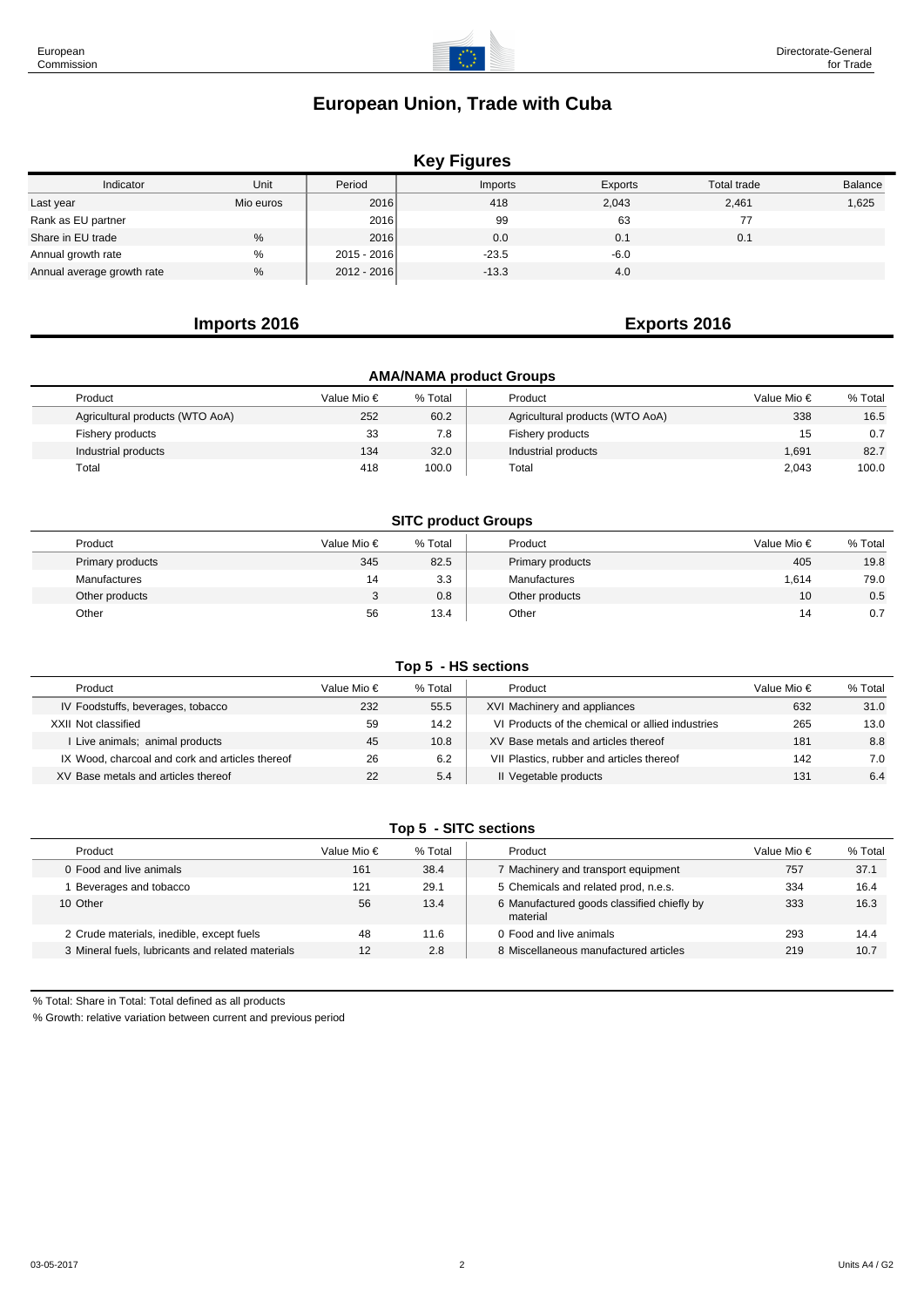# European Union, Trade with Cuba

## Key Figures

| Indicator | Unit | Period | Imports | Exports | Total trade | Balance |
|---|---|---|---|---|---|---|
| Last year | Mio euros | 2016 | 418 | 2,043 | 2,461 | 1,625 |
| Rank as EU partner | | 2016 | 99 | 63 | 77 | |
| Share in EU trade | % | 2016 | 0.0 | 0.1 | 0.1 | |
| Annual growth rate | % | 2015 - 2016 | -23.5 | -6.0 | | |
| Annual average growth rate | % | 2012 - 2016 | -13.3 | 4.0 | | |

## Imports 2016 / Exports 2016

### AMA/NAMA product Groups

| Product | Value Mio € | % Total | Product | Value Mio € | % Total |
|---|---|---|---|---|---|
| Agricultural products (WTO AoA) | 252 | 60.2 | Agricultural products (WTO AoA) | 338 | 16.5 |
| Fishery products | 33 | 7.8 | Fishery products | 15 | 0.7 |
| Industrial products | 134 | 32.0 | Industrial products | 1,691 | 82.7 |
| Total | 418 | 100.0 | Total | 2,043 | 100.0 |

### SITC product Groups

| Product | Value Mio € | % Total | Product | Value Mio € | % Total |
|---|---|---|---|---|---|
| Primary products | 345 | 82.5 | Primary products | 405 | 19.8 |
| Manufactures | 14 | 3.3 | Manufactures | 1,614 | 79.0 |
| Other products | 3 | 0.8 | Other products | 10 | 0.5 |
| Other | 56 | 13.4 | Other | 14 | 0.7 |

### Top 5 - HS sections

| Product | Value Mio € | % Total | Product | Value Mio € | % Total |
|---|---|---|---|---|---|
| IV Foodstuffs, beverages, tobacco | 232 | 55.5 | XVI Machinery and appliances | 632 | 31.0 |
| XXII Not classified | 59 | 14.2 | VI Products of the chemical or allied industries | 265 | 13.0 |
| I Live animals; animal products | 45 | 10.8 | XV Base metals and articles thereof | 181 | 8.8 |
| IX Wood, charcoal and cork and articles thereof | 26 | 6.2 | VII Plastics, rubber and articles thereof | 142 | 7.0 |
| XV Base metals and articles thereof | 22 | 5.4 | II Vegetable products | 131 | 6.4 |

### Top 5 - SITC sections

| Product | Value Mio € | % Total | Product | Value Mio € | % Total |
|---|---|---|---|---|---|
| 0 Food and live animals | 161 | 38.4 | 7 Machinery and transport equipment | 757 | 37.1 |
| 1 Beverages and tobacco | 121 | 29.1 | 5 Chemicals and related prod, n.e.s. | 334 | 16.4 |
| 10 Other | 56 | 13.4 | 6 Manufactured goods classified chiefly by material | 333 | 16.3 |
| 2 Crude materials, inedible, except fuels | 48 | 11.6 | 0 Food and live animals | 293 | 14.4 |
| 3 Mineral fuels, lubricants and related materials | 12 | 2.8 | 8 Miscellaneous manufactured articles | 219 | 10.7 |

% Total: Share in Total: Total defined as all products

% Growth: relative variation between current and previous period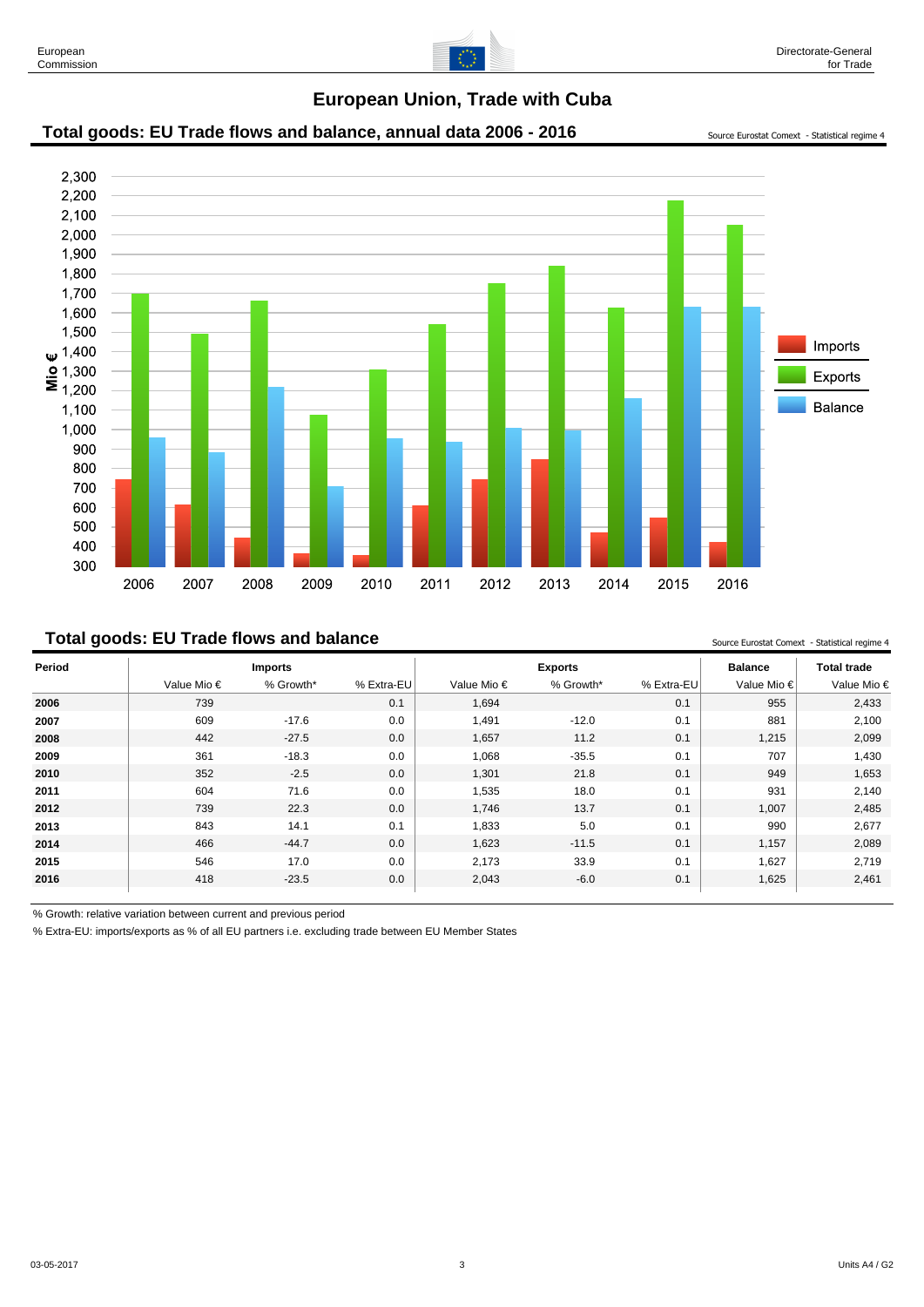# European Union, Trade with Cuba

## Total goods: EU Trade flows and balance, annual data 2006 - 2016

Source Eurostat Comext - Statistical regime 4

## Total goods: EU Trade flows and balance

Source Eurostat Comext - Statistical regime 4

| Period | Imports | | | Exports | | | Balance | Total trade |
|---|---|---|---|---|---|---|---|---|
| | Value Mio € | % Growth* | % Extra-EU | Value Mio € | % Growth* | % Extra-EU | Value Mio € | Value Mio € |
| **2006** | 739 | | 0.1 | 1,694 | | 0.1 | 955 | 2,433 |
| **2007** | 609 | -17.6 | 0.0 | 1,491 | -12.0 | 0.1 | 881 | 2,100 |
| **2008** | 442 | -27.5 | 0.0 | 1,657 | 11.2 | 0.1 | 1,215 | 2,099 |
| **2009** | 361 | -18.3 | 0.0 | 1,068 | -35.5 | 0.1 | 707 | 1,430 |
| **2010** | 352 | -2.5 | 0.0 | 1,301 | 21.8 | 0.1 | 949 | 1,653 |
| **2011** | 604 | 71.6 | 0.0 | 1,535 | 18.0 | 0.1 | 931 | 2,140 |
| **2012** | 739 | 22.3 | 0.0 | 1,746 | 13.7 | 0.1 | 1,007 | 2,485 |
| **2013** | 843 | 14.1 | 0.1 | 1,833 | 5.0 | 0.1 | 990 | 2,677 |
| **2014** | 466 | -44.7 | 0.0 | 1,623 | -11.5 | 0.1 | 1,157 | 2,089 |
| **2015** | 546 | 17.0 | 0.0 | 2,173 | 33.9 | 0.1 | 1,627 | 2,719 |
| **2016** | 418 | -23.5 | 0.0 | 2,043 | -6.0 | 0.1 | 1,625 | 2,461 |

% Growth: relative variation between current and previous period

% Extra-EU: imports/exports as % of all EU partners i.e. excluding trade between EU Member States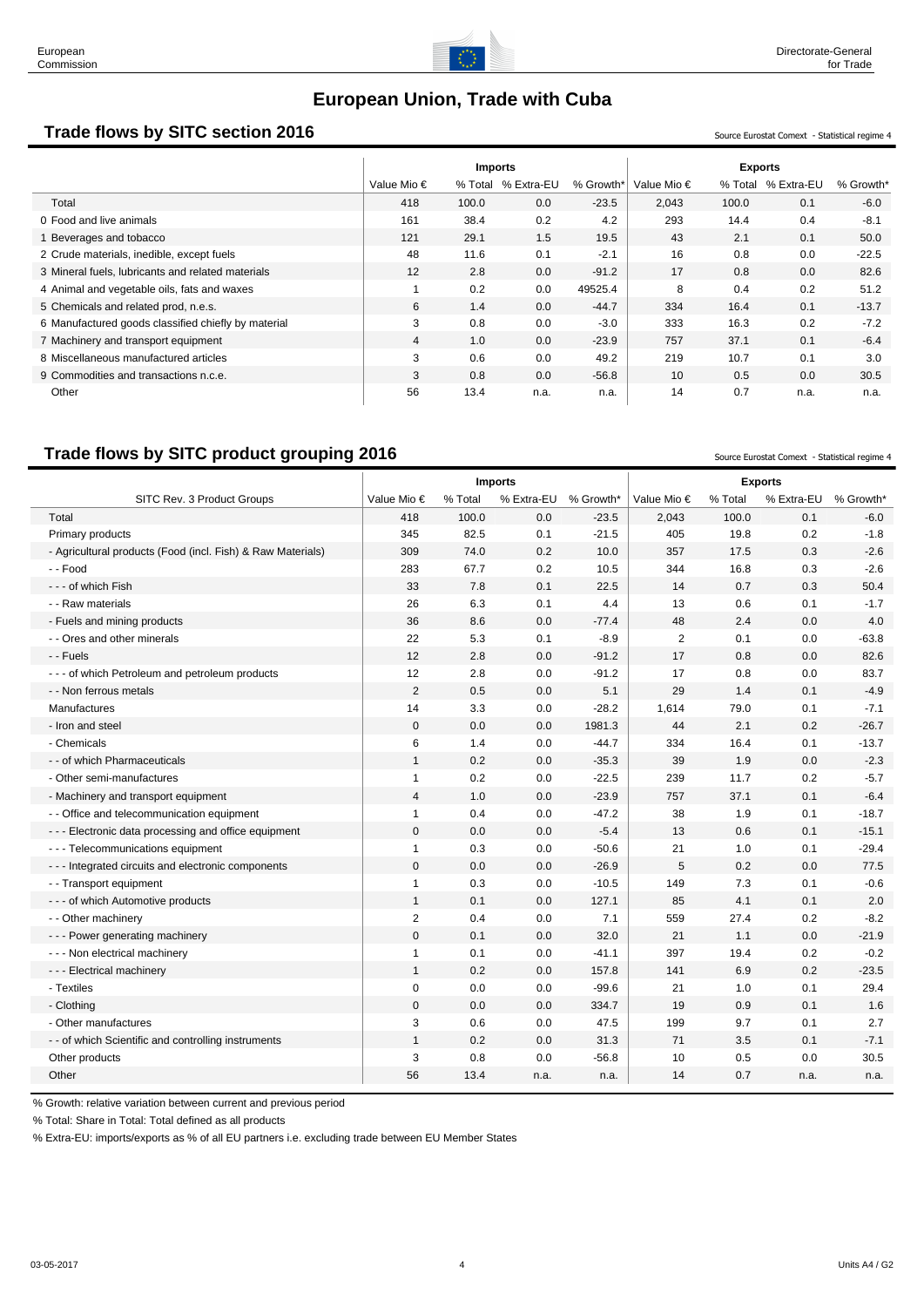# European Union, Trade with Cuba

## Trade flows by SITC section 2016

Source Eurostat Comext - Statistical regime 4

| | Imports | | | | Exports | | | |
|---|---|---|---|---|---|---|---|---|
| | Value Mio € | % Total | % Extra-EU | % Growth* | Value Mio € | % Total | % Extra-EU | % Growth* |
| Total | 418 | 100.0 | 0.0 | -23.5 | 2,043 | 100.0 | 0.1 | -6.0 |
| 0 Food and live animals | 161 | 38.4 | 0.2 | 4.2 | 293 | 14.4 | 0.4 | -8.1 |
| 1 Beverages and tobacco | 121 | 29.1 | 1.5 | 19.5 | 43 | 2.1 | 0.1 | 50.0 |
| 2 Crude materials, inedible, except fuels | 48 | 11.6 | 0.1 | -2.1 | 16 | 0.8 | 0.0 | -22.5 |
| 3 Mineral fuels, lubricants and related materials | 12 | 2.8 | 0.0 | -91.2 | 17 | 0.8 | 0.0 | 82.6 |
| 4 Animal and vegetable oils, fats and waxes | 1 | 0.2 | 0.0 | 49525.4 | 8 | 0.4 | 0.2 | 51.2 |
| 5 Chemicals and related prod, n.e.s. | 6 | 1.4 | 0.0 | -44.7 | 334 | 16.4 | 0.1 | -13.7 |
| 6 Manufactured goods classified chiefly by material | 3 | 0.8 | 0.0 | -3.0 | 333 | 16.3 | 0.2 | -7.2 |
| 7 Machinery and transport equipment | 4 | 1.0 | 0.0 | -23.9 | 757 | 37.1 | 0.1 | -6.4 |
| 8 Miscellaneous manufactured articles | 3 | 0.6 | 0.0 | 49.2 | 219 | 10.7 | 0.1 | 3.0 |
| 9 Commodities and transactions n.c.e. | 3 | 0.8 | 0.0 | -56.8 | 10 | 0.5 | 0.0 | 30.5 |
| Other | 56 | 13.4 | n.a. | n.a. | 14 | 0.7 | n.a. | n.a. |

## Trade flows by SITC product grouping 2016

Source Eurostat Comext - Statistical regime 4

| | Imports | | | | Exports | | | |
|---|---|---|---|---|---|---|---|---|
| SITC Rev. 3 Product Groups | Value Mio € | % Total | % Extra-EU | % Growth* | Value Mio € | % Total | % Extra-EU | % Growth* |
| Total | 418 | 100.0 | 0.0 | -23.5 | 2,043 | 100.0 | 0.1 | -6.0 |
| Primary products | 345 | 82.5 | 0.1 | -21.5 | 405 | 19.8 | 0.2 | -1.8 |
| - Agricultural products (Food (incl. Fish) & Raw Materials) | 309 | 74.0 | 0.2 | 10.0 | 357 | 17.5 | 0.3 | -2.6 |
| - - Food | 283 | 67.7 | 0.2 | 10.5 | 344 | 16.8 | 0.3 | -2.6 |
| - - - of which Fish | 33 | 7.8 | 0.1 | 22.5 | 14 | 0.7 | 0.3 | 50.4 |
| - - Raw materials | 26 | 6.3 | 0.1 | 4.4 | 13 | 0.6 | 0.1 | -1.7 |
| - Fuels and mining products | 36 | 8.6 | 0.0 | -77.4 | 48 | 2.4 | 0.0 | 4.0 |
| - - Ores and other minerals | 22 | 5.3 | 0.1 | -8.9 | 2 | 0.1 | 0.0 | -63.8 |
| - - Fuels | 12 | 2.8 | 0.0 | -91.2 | 17 | 0.8 | 0.0 | 82.6 |
| - - - of which Petroleum and petroleum products | 12 | 2.8 | 0.0 | -91.2 | 17 | 0.8 | 0.0 | 83.7 |
| - - Non ferrous metals | 2 | 0.5 | 0.0 | 5.1 | 29 | 1.4 | 0.1 | -4.9 |
| Manufactures | 14 | 3.3 | 0.0 | -28.2 | 1,614 | 79.0 | 0.1 | -7.1 |
| - Iron and steel | 0 | 0.0 | 0.0 | 1981.3 | 44 | 2.1 | 0.2 | -26.7 |
| - Chemicals | 6 | 1.4 | 0.0 | -44.7 | 334 | 16.4 | 0.1 | -13.7 |
| - - of which Pharmaceuticals | 1 | 0.2 | 0.0 | -35.3 | 39 | 1.9 | 0.0 | -2.3 |
| - Other semi-manufactures | 1 | 0.2 | 0.0 | -22.5 | 239 | 11.7 | 0.2 | -5.7 |
| - Machinery and transport equipment | 4 | 1.0 | 0.0 | -23.9 | 757 | 37.1 | 0.1 | -6.4 |
| - - Office and telecommunication equipment | 1 | 0.4 | 0.0 | -47.2 | 38 | 1.9 | 0.1 | -18.7 |
| - - - Electronic data processing and office equipment | 0 | 0.0 | 0.0 | -5.4 | 13 | 0.6 | 0.1 | -15.1 |
| - - - Telecommunications equipment | 1 | 0.3 | 0.0 | -50.6 | 21 | 1.0 | 0.1 | -29.4 |
| - - - Integrated circuits and electronic components | 0 | 0.0 | 0.0 | -26.9 | 5 | 0.2 | 0.0 | 77.5 |
| - - Transport equipment | 1 | 0.3 | 0.0 | -10.5 | 149 | 7.3 | 0.1 | -0.6 |
| - - - of which Automotive products | 1 | 0.1 | 0.0 | 127.1 | 85 | 4.1 | 0.1 | 2.0 |
| - - Other machinery | 2 | 0.4 | 0.0 | 7.1 | 559 | 27.4 | 0.2 | -8.2 |
| - - - Power generating machinery | 0 | 0.1 | 0.0 | 32.0 | 21 | 1.1 | 0.0 | -21.9 |
| - - - Non electrical machinery | 1 | 0.1 | 0.0 | -41.1 | 397 | 19.4 | 0.2 | -0.2 |
| - - - Electrical machinery | 1 | 0.2 | 0.0 | 157.8 | 141 | 6.9 | 0.2 | -23.5 |
| - Textiles | 0 | 0.0 | 0.0 | -99.6 | 21 | 1.0 | 0.1 | 29.4 |
| - Clothing | 0 | 0.0 | 0.0 | 334.7 | 19 | 0.9 | 0.1 | 1.6 |
| - Other manufactures | 3 | 0.6 | 0.0 | 47.5 | 199 | 9.7 | 0.1 | 2.7 |
| - - of which Scientific and controlling instruments | 1 | 0.2 | 0.0 | 31.3 | 71 | 3.5 | 0.1 | -7.1 |
| Other products | 3 | 0.8 | 0.0 | -56.8 | 10 | 0.5 | 0.0 | 30.5 |
| Other | 56 | 13.4 | n.a. | n.a. | 14 | 0.7 | n.a. | n.a. |

% Growth: relative variation between current and previous period

% Total: Share in Total: Total defined as all products

% Extra-EU: imports/exports as % of all EU partners i.e. excluding trade between EU Member States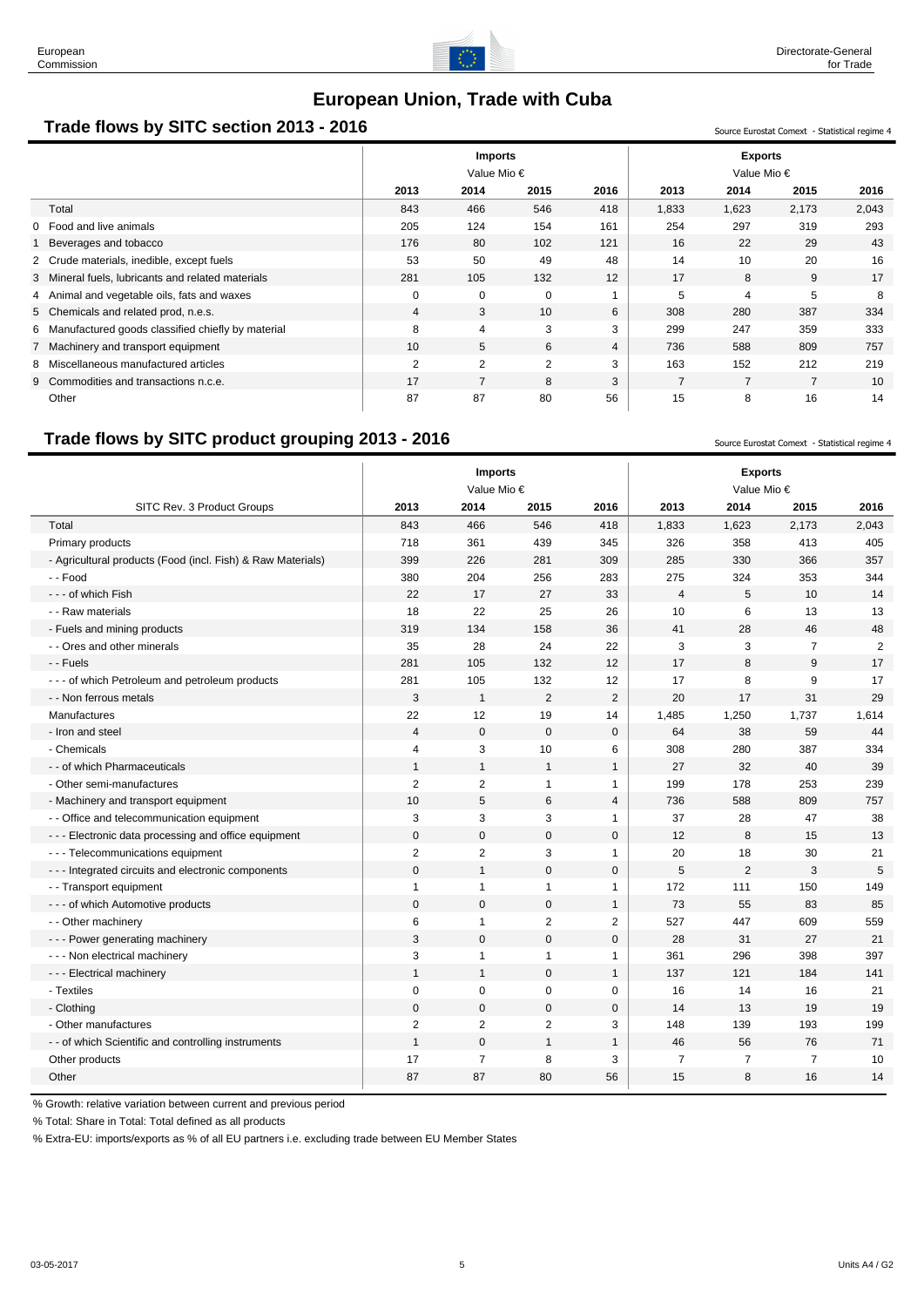# European Union, Trade with Cuba

## Trade flows by SITC section 2013 - 2016

Source Eurostat Comext - Statistical regime 4

| | Imports | | | | Exports | | | |
|---|---|---|---|---|---|---|---|---|
| | Value Mio € | | | | Value Mio € | | | |
| | 2013 | 2014 | 2015 | 2016 | 2013 | 2014 | 2015 | 2016 |
| Total | 843 | 466 | 546 | 418 | 1,833 | 1,623 | 2,173 | 2,043 |
| 0 Food and live animals | 205 | 124 | 154 | 161 | 254 | 297 | 319 | 293 |
| 1 Beverages and tobacco | 176 | 80 | 102 | 121 | 16 | 22 | 29 | 43 |
| 2 Crude materials, inedible, except fuels | 53 | 50 | 49 | 48 | 14 | 10 | 20 | 16 |
| 3 Mineral fuels, lubricants and related materials | 281 | 105 | 132 | 12 | 17 | 8 | 9 | 17 |
| 4 Animal and vegetable oils, fats and waxes | 0 | 0 | 0 | 1 | 5 | 4 | 5 | 8 |
| 5 Chemicals and related prod, n.e.s. | 4 | 3 | 10 | 6 | 308 | 280 | 387 | 334 |
| 6 Manufactured goods classified chiefly by material | 8 | 4 | 3 | 3 | 299 | 247 | 359 | 333 |
| 7 Machinery and transport equipment | 10 | 5 | 6 | 4 | 736 | 588 | 809 | 757 |
| 8 Miscellaneous manufactured articles | 2 | 2 | 2 | 3 | 163 | 152 | 212 | 219 |
| 9 Commodities and transactions n.c.e. | 17 | 7 | 8 | 3 | 7 | 7 | 7 | 10 |
| Other | 87 | 87 | 80 | 56 | 15 | 8 | 16 | 14 |

## Trade flows by SITC product grouping 2013 - 2016

Source Eurostat Comext - Statistical regime 4

| | Imports | | | | Exports | | | |
|---|---|---|---|---|---|---|---|---|
| | Value Mio € | | | | Value Mio € | | | |
| SITC Rev. 3 Product Groups | 2013 | 2014 | 2015 | 2016 | 2013 | 2014 | 2015 | 2016 |
| Total | 843 | 466 | 546 | 418 | 1,833 | 1,623 | 2,173 | 2,043 |
| Primary products | 718 | 361 | 439 | 345 | 326 | 358 | 413 | 405 |
| - Agricultural products (Food (incl. Fish) & Raw Materials) | 399 | 226 | 281 | 309 | 285 | 330 | 366 | 357 |
| - - Food | 380 | 204 | 256 | 283 | 275 | 324 | 353 | 344 |
| - - - of which Fish | 22 | 17 | 27 | 33 | 4 | 5 | 10 | 14 |
| - - Raw materials | 18 | 22 | 25 | 26 | 10 | 6 | 13 | 13 |
| - Fuels and mining products | 319 | 134 | 158 | 36 | 41 | 28 | 46 | 48 |
| - - Ores and other minerals | 35 | 28 | 24 | 22 | 3 | 3 | 7 | 2 |
| - - Fuels | 281 | 105 | 132 | 12 | 17 | 8 | 9 | 17 |
| - - - of which Petroleum and petroleum products | 281 | 105 | 132 | 12 | 17 | 8 | 9 | 17 |
| - - Non ferrous metals | 3 | 1 | 2 | 2 | 20 | 17 | 31 | 29 |
| Manufactures | 22 | 12 | 19 | 14 | 1,485 | 1,250 | 1,737 | 1,614 |
| - Iron and steel | 4 | 0 | 0 | 0 | 64 | 38 | 59 | 44 |
| - Chemicals | 4 | 3 | 10 | 6 | 308 | 280 | 387 | 334 |
| - - of which Pharmaceuticals | 1 | 1 | 1 | 1 | 27 | 32 | 40 | 39 |
| - Other semi-manufactures | 2 | 2 | 1 | 1 | 199 | 178 | 253 | 239 |
| - Machinery and transport equipment | 10 | 5 | 6 | 4 | 736 | 588 | 809 | 757 |
| - - Office and telecommunication equipment | 3 | 3 | 3 | 1 | 37 | 28 | 47 | 38 |
| - - - Electronic data processing and office equipment | 0 | 0 | 0 | 0 | 12 | 8 | 15 | 13 |
| - - - Telecommunications equipment | 2 | 2 | 3 | 1 | 20 | 18 | 30 | 21 |
| - - - Integrated circuits and electronic components | 0 | 1 | 0 | 0 | 5 | 2 | 3 | 5 |
| - - Transport equipment | 1 | 1 | 1 | 1 | 172 | 111 | 150 | 149 |
| - - - of which Automotive products | 0 | 0 | 0 | 1 | 73 | 55 | 83 | 85 |
| - - Other machinery | 6 | 1 | 2 | 2 | 527 | 447 | 609 | 559 |
| - - - Power generating machinery | 3 | 0 | 0 | 0 | 28 | 31 | 27 | 21 |
| - - - Non electrical machinery | 3 | 1 | 1 | 1 | 361 | 296 | 398 | 397 |
| - - - Electrical machinery | 1 | 1 | 0 | 1 | 137 | 121 | 184 | 141 |
| - Textiles | 0 | 0 | 0 | 0 | 16 | 14 | 16 | 21 |
| - Clothing | 0 | 0 | 0 | 0 | 14 | 13 | 19 | 19 |
| - Other manufactures | 2 | 2 | 2 | 3 | 148 | 139 | 193 | 199 |
| - - of which Scientific and controlling instruments | 1 | 0 | 1 | 1 | 46 | 56 | 76 | 71 |
| Other products | 17 | 7 | 8 | 3 | 7 | 7 | 7 | 10 |
| Other | 87 | 87 | 80 | 56 | 15 | 8 | 16 | 14 |

% Growth: relative variation between current and previous period

% Total: Share in Total: Total defined as all products

% Extra-EU: imports/exports as % of all EU partners i.e. excluding trade between EU Member States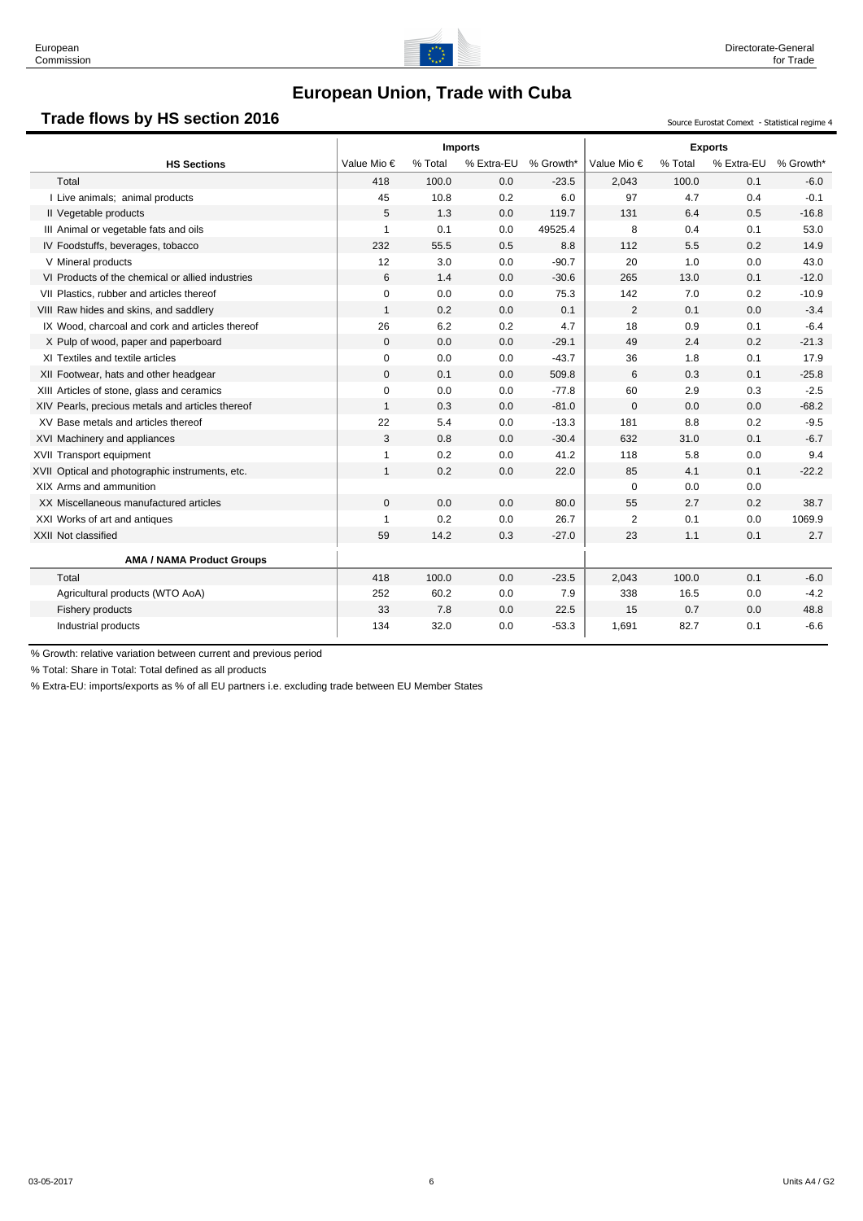# European Union, Trade with Cuba

## Trade flows by HS section 2016

Source Eurostat Comext - Statistical regime 4

| HS Sections | Imports | | | | Exports | | | |
|---|---|---|---|---|---|---|---|---|
| | Value Mio € | % Total | % Extra-EU | % Growth* | Value Mio € | % Total | % Extra-EU | % Growth* |
| Total | 418 | 100.0 | 0.0 | -23.5 | 2,043 | 100.0 | 0.1 | -6.0 |
| I Live animals; animal products | 45 | 10.8 | 0.2 | 6.0 | 97 | 4.7 | 0.4 | -0.1 |
| II Vegetable products | 5 | 1.3 | 0.0 | 119.7 | 131 | 6.4 | 0.5 | -16.8 |
| III Animal or vegetable fats and oils | 1 | 0.1 | 0.0 | 49525.4 | 8 | 0.4 | 0.1 | 53.0 |
| IV Foodstuffs, beverages, tobacco | 232 | 55.5 | 0.5 | 8.8 | 112 | 5.5 | 0.2 | 14.9 |
| V Mineral products | 12 | 3.0 | 0.0 | -90.7 | 20 | 1.0 | 0.0 | 43.0 |
| VI Products of the chemical or allied industries | 6 | 1.4 | 0.0 | -30.6 | 265 | 13.0 | 0.1 | -12.0 |
| VII Plastics, rubber and articles thereof | 0 | 0.0 | 0.0 | 75.3 | 142 | 7.0 | 0.2 | -10.9 |
| VIII Raw hides and skins, and saddlery | 1 | 0.2 | 0.0 | 0.1 | 2 | 0.1 | 0.0 | -3.4 |
| IX Wood, charcoal and cork and articles thereof | 26 | 6.2 | 0.2 | 4.7 | 18 | 0.9 | 0.1 | -6.4 |
| X Pulp of wood, paper and paperboard | 0 | 0.0 | 0.0 | -29.1 | 49 | 2.4 | 0.2 | -21.3 |
| XI Textiles and textile articles | 0 | 0.0 | 0.0 | -43.7 | 36 | 1.8 | 0.1 | 17.9 |
| XII Footwear, hats and other headgear | 0 | 0.1 | 0.0 | 509.8 | 6 | 0.3 | 0.1 | -25.8 |
| XIII Articles of stone, glass and ceramics | 0 | 0.0 | 0.0 | -77.8 | 60 | 2.9 | 0.3 | -2.5 |
| XIV Pearls, precious metals and articles thereof | 1 | 0.3 | 0.0 | -81.0 | 0 | 0.0 | 0.0 | -68.2 |
| XV Base metals and articles thereof | 22 | 5.4 | 0.0 | -13.3 | 181 | 8.8 | 0.2 | -9.5 |
| XVI Machinery and appliances | 3 | 0.8 | 0.0 | -30.4 | 632 | 31.0 | 0.1 | -6.7 |
| XVII Transport equipment | 1 | 0.2 | 0.0 | 41.2 | 118 | 5.8 | 0.0 | 9.4 |
| XVII Optical and photographic instruments, etc. | 1 | 0.2 | 0.0 | 22.0 | 85 | 4.1 | 0.1 | -22.2 |
| XIX Arms and ammunition | | | | | 0 | 0.0 | 0.0 | |
| XX Miscellaneous manufactured articles | 0 | 0.0 | 0.0 | 80.0 | 55 | 2.7 | 0.2 | 38.7 |
| XXI Works of art and antiques | 1 | 0.2 | 0.0 | 26.7 | 2 | 0.1 | 0.0 | 1069.9 |
| XXII Not classified | 59 | 14.2 | 0.3 | -27.0 | 23 | 1.1 | 0.1 | 2.7 |
| **AMA / NAMA Product Groups** | | | | | | | | |
| Total | 418 | 100.0 | 0.0 | -23.5 | 2,043 | 100.0 | 0.1 | -6.0 |
| Agricultural products (WTO AoA) | 252 | 60.2 | 0.0 | 7.9 | 338 | 16.5 | 0.0 | -4.2 |
| Fishery products | 33 | 7.8 | 0.0 | 22.5 | 15 | 0.7 | 0.0 | 48.8 |
| Industrial products | 134 | 32.0 | 0.0 | -53.3 | 1,691 | 82.7 | 0.1 | -6.6 |

% Growth: relative variation between current and previous period

% Total: Share in Total: Total defined as all products

% Extra-EU: imports/exports as % of all EU partners i.e. excluding trade between EU Member States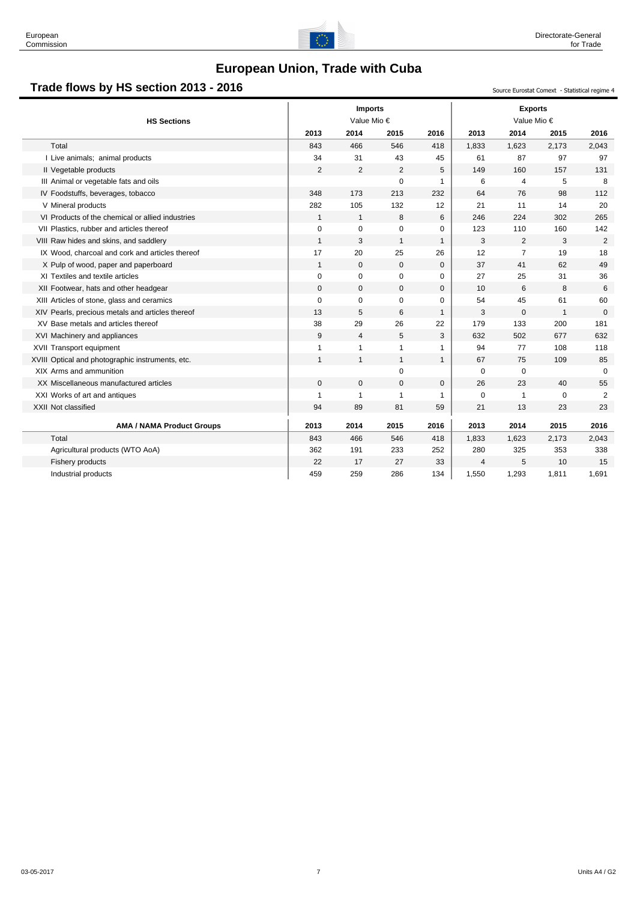# European Union, Trade with Cuba

## Trade flows by HS section 2013 - 2016

Source Eurostat Comext - Statistical regime 4

| HS Sections | Imports Value Mio € | | | | Exports Value Mio € | | | |
|---|---|---|---|---|---|---|---|---|
| | 2013 | 2014 | 2015 | 2016 | 2013 | 2014 | 2015 | 2016 |
| Total | 843 | 466 | 546 | 418 | 1,833 | 1,623 | 2,173 | 2,043 |
| I Live animals; animal products | 34 | 31 | 43 | 45 | 61 | 87 | 97 | 97 |
| II Vegetable products | 2 | 2 | 2 | 5 | 149 | 160 | 157 | 131 |
| III Animal or vegetable fats and oils | | | 0 | 1 | 6 | 4 | 5 | 8 |
| IV Foodstuffs, beverages, tobacco | 348 | 173 | 213 | 232 | 64 | 76 | 98 | 112 |
| V Mineral products | 282 | 105 | 132 | 12 | 21 | 11 | 14 | 20 |
| VI Products of the chemical or allied industries | 1 | 1 | 8 | 6 | 246 | 224 | 302 | 265 |
| VII Plastics, rubber and articles thereof | 0 | 0 | 0 | 0 | 123 | 110 | 160 | 142 |
| VIII Raw hides and skins, and saddlery | 1 | 3 | 1 | 1 | 3 | 2 | 3 | 2 |
| IX Wood, charcoal and cork and articles thereof | 17 | 20 | 25 | 26 | 12 | 7 | 19 | 18 |
| X Pulp of wood, paper and paperboard | 1 | 0 | 0 | 0 | 37 | 41 | 62 | 49 |
| XI Textiles and textile articles | 0 | 0 | 0 | 0 | 27 | 25 | 31 | 36 |
| XII Footwear, hats and other headgear | 0 | 0 | 0 | 0 | 10 | 6 | 8 | 6 |
| XIII Articles of stone, glass and ceramics | 0 | 0 | 0 | 0 | 54 | 45 | 61 | 60 |
| XIV Pearls, precious metals and articles thereof | 13 | 5 | 6 | 1 | 3 | 0 | 1 | 0 |
| XV Base metals and articles thereof | 38 | 29 | 26 | 22 | 179 | 133 | 200 | 181 |
| XVI Machinery and appliances | 9 | 4 | 5 | 3 | 632 | 502 | 677 | 632 |
| XVII Transport equipment | 1 | 1 | 1 | 1 | 94 | 77 | 108 | 118 |
| XVIII Optical and photographic instruments, etc. | 1 | 1 | 1 | 1 | 67 | 75 | 109 | 85 |
| XIX Arms and ammunition | | | 0 | | 0 | 0 | | 0 |
| XX Miscellaneous manufactured articles | 0 | 0 | 0 | 0 | 26 | 23 | 40 | 55 |
| XXI Works of art and antiques | 1 | 1 | 1 | 1 | 0 | 1 | 0 | 2 |
| XXII Not classified | 94 | 89 | 81 | 59 | 21 | 13 | 23 | 23 |

| AMA / NAMA Product Groups | 2013 | 2014 | 2015 | 2016 | 2013 | 2014 | 2015 | 2016 |
|---|---|---|---|---|---|---|---|---|
| Total | 843 | 466 | 546 | 418 | 1,833 | 1,623 | 2,173 | 2,043 |
| Agricultural products (WTO AoA) | 362 | 191 | 233 | 252 | 280 | 325 | 353 | 338 |
| Fishery products | 22 | 17 | 27 | 33 | 4 | 5 | 10 | 15 |
| Industrial products | 459 | 259 | 286 | 134 | 1,550 | 1,293 | 1,811 | 1,691 |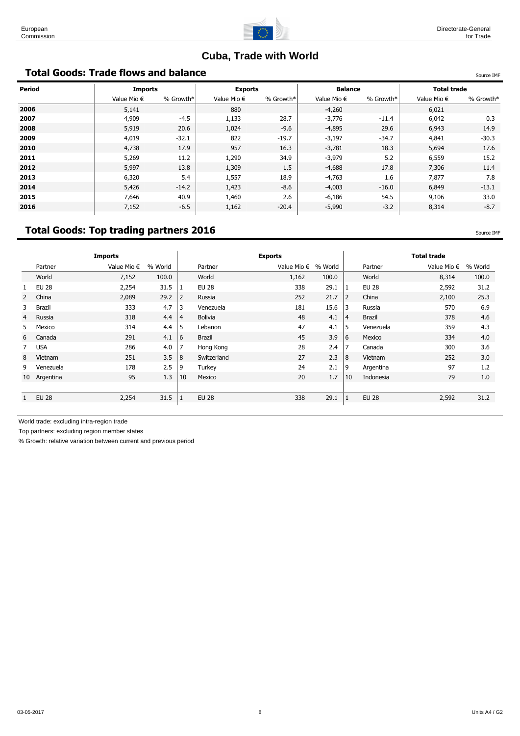# Cuba, Trade with World

## Total Goods: Trade flows and balance

Source IMF

| Period | Imports | | Exports | | Balance | | Total trade | |
|---|---|---|---|---|---|---|---|---|
| | Value Mio € | % Growth* | Value Mio € | % Growth* | Value Mio € | % Growth* | Value Mio € | % Growth* |
| **2006** | 5,141 | | 880 | | -4,260 | | 6,021 | |
| **2007** | 4,909 | -4.5 | 1,133 | 28.7 | -3,776 | -11.4 | 6,042 | 0.3 |
| **2008** | 5,919 | 20.6 | 1,024 | -9.6 | -4,895 | 29.6 | 6,943 | 14.9 |
| **2009** | 4,019 | -32.1 | 822 | -19.7 | -3,197 | -34.7 | 4,841 | -30.3 |
| **2010** | 4,738 | 17.9 | 957 | 16.3 | -3,781 | 18.3 | 5,694 | 17.6 |
| **2011** | 5,269 | 11.2 | 1,290 | 34.9 | -3,979 | 5.2 | 6,559 | 15.2 |
| **2012** | 5,997 | 13.8 | 1,309 | 1.5 | -4,688 | 17.8 | 7,306 | 11.4 |
| **2013** | 6,320 | 5.4 | 1,557 | 18.9 | -4,763 | 1.6 | 7,877 | 7.8 |
| **2014** | 5,426 | -14.2 | 1,423 | -8.6 | -4,003 | -16.0 | 6,849 | -13.1 |
| **2015** | 7,646 | 40.9 | 1,460 | 2.6 | -6,186 | 54.5 | 9,106 | 33.0 |
| **2016** | 7,152 | -6.5 | 1,162 | -20.4 | -5,990 | -3.2 | 8,314 | -8.7 |

## Total Goods: Top trading partners 2016

Source IMF

| | Imports | | | | Exports | | | | Total trade | | |
|---|---|---|---|---|---|---|---|---|---|---|---|
| | Partner | Value Mio € | % World | | Partner | Value Mio € | % World | | Partner | Value Mio € | % World |
| | World | 7,152 | 100.0 | | World | 1,162 | 100.0 | | World | 8,314 | 100.0 |
| 1 | EU 28 | 2,254 | 31.5 | 1 | EU 28 | 338 | 29.1 | 1 | EU 28 | 2,592 | 31.2 |
| 2 | China | 2,089 | 29.2 | 2 | Russia | 252 | 21.7 | 2 | China | 2,100 | 25.3 |
| 3 | Brazil | 333 | 4.7 | 3 | Venezuela | 181 | 15.6 | 3 | Russia | 570 | 6.9 |
| 4 | Russia | 318 | 4.4 | 4 | Bolivia | 48 | 4.1 | 4 | Brazil | 378 | 4.6 |
| 5 | Mexico | 314 | 4.4 | 5 | Lebanon | 47 | 4.1 | 5 | Venezuela | 359 | 4.3 |
| 6 | Canada | 291 | 4.1 | 6 | Brazil | 45 | 3.9 | 6 | Mexico | 334 | 4.0 |
| 7 | USA | 286 | 4.0 | 7 | Hong Kong | 28 | 2.4 | 7 | Canada | 300 | 3.6 |
| 8 | Vietnam | 251 | 3.5 | 8 | Switzerland | 27 | 2.3 | 8 | Vietnam | 252 | 3.0 |
| 9 | Venezuela | 178 | 2.5 | 9 | Turkey | 24 | 2.1 | 9 | Argentina | 97 | 1.2 |
| 10 | Argentina | 95 | 1.3 | 10 | Mexico | 20 | 1.7 | 10 | Indonesia | 79 | 1.0 |
| | | | | | | | | | | | |
| 1 | EU 28 | 2,254 | 31.5 | 1 | EU 28 | 338 | 29.1 | 1 | EU 28 | 2,592 | 31.2 |

World trade: excluding intra-region trade

Top partners: excluding region member states

% Growth: relative variation between current and previous period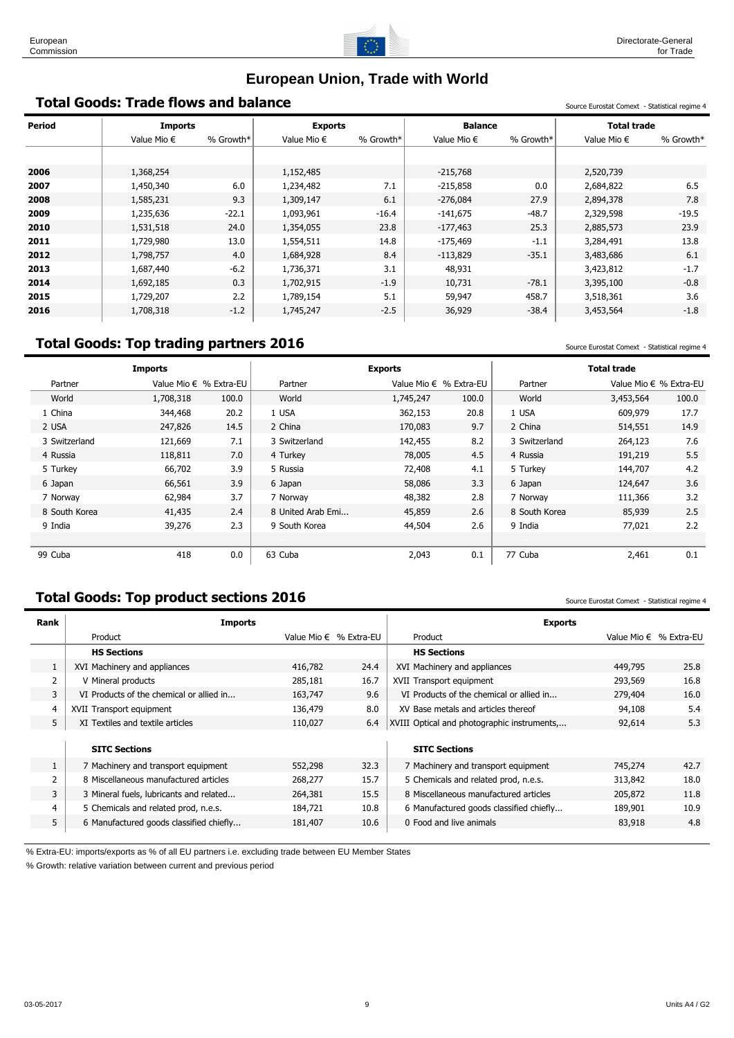# European Union, Trade with World

## Total Goods: Trade flows and balance

Source Eurostat Comext - Statistical regime 4

| Period | Imports | | Exports | | Balance | | Total trade | |
|---|---|---|---|---|---|---|---|---|
| | Value Mio € | % Growth* | Value Mio € | % Growth* | Value Mio € | % Growth* | Value Mio € | % Growth* |
| 2006 | 1,368,254 | | 1,152,485 | | -215,768 | | 2,520,739 | |
| 2007 | 1,450,340 | 6.0 | 1,234,482 | 7.1 | -215,858 | 0.0 | 2,684,822 | 6.5 |
| 2008 | 1,585,231 | 9.3 | 1,309,147 | 6.1 | -276,084 | 27.9 | 2,894,378 | 7.8 |
| 2009 | 1,235,636 | -22.1 | 1,093,961 | -16.4 | -141,675 | -48.7 | 2,329,598 | -19.5 |
| 2010 | 1,531,518 | 24.0 | 1,354,055 | 23.8 | -177,463 | 25.3 | 2,885,573 | 23.9 |
| 2011 | 1,729,980 | 13.0 | 1,554,511 | 14.8 | -175,469 | -1.1 | 3,284,491 | 13.8 |
| 2012 | 1,798,757 | 4.0 | 1,684,928 | 8.4 | -113,829 | -35.1 | 3,483,686 | 6.1 |
| 2013 | 1,687,440 | -6.2 | 1,736,371 | 3.1 | 48,931 | | 3,423,812 | -1.7 |
| 2014 | 1,692,185 | 0.3 | 1,702,915 | -1.9 | 10,731 | -78.1 | 3,395,100 | -0.8 |
| 2015 | 1,729,207 | 2.2 | 1,789,154 | 5.1 | 59,947 | 458.7 | 3,518,361 | 3.6 |
| 2016 | 1,708,318 | -1.2 | 1,745,247 | -2.5 | 36,929 | -38.4 | 3,453,564 | -1.8 |

## Total Goods: Top trading partners 2016

Source Eurostat Comext - Statistical regime 4

| Imports | | | Exports | | | Total trade | | |
|---|---|---|---|---|---|---|---|---|
| Partner | Value Mio € | % Extra-EU | Partner | Value Mio € | % Extra-EU | Partner | Value Mio € | % Extra-EU |
| World | 1,708,318 | 100.0 | World | 1,745,247 | 100.0 | World | 3,453,564 | 100.0 |
| 1 China | 344,468 | 20.2 | 1 USA | 362,153 | 20.8 | 1 USA | 609,979 | 17.7 |
| 2 USA | 247,826 | 14.5 | 2 China | 170,083 | 9.7 | 2 China | 514,551 | 14.9 |
| 3 Switzerland | 121,669 | 7.1 | 3 Switzerland | 142,455 | 8.2 | 3 Switzerland | 264,123 | 7.6 |
| 4 Russia | 118,811 | 7.0 | 4 Turkey | 78,005 | 4.5 | 4 Russia | 191,219 | 5.5 |
| 5 Turkey | 66,702 | 3.9 | 5 Russia | 72,408 | 4.1 | 5 Turkey | 144,707 | 4.2 |
| 6 Japan | 66,561 | 3.9 | 6 Japan | 58,086 | 3.3 | 6 Japan | 124,647 | 3.6 |
| 7 Norway | 62,984 | 3.7 | 7 Norway | 48,382 | 2.8 | 7 Norway | 111,366 | 3.2 |
| 8 South Korea | 41,435 | 2.4 | 8 United Arab Emi... | 45,859 | 2.6 | 8 South Korea | 85,939 | 2.5 |
| 9 India | 39,276 | 2.3 | 9 South Korea | 44,504 | 2.6 | 9 India | 77,021 | 2.2 |
| ... | | | ... | | | ... | | |
| 99 Cuba | 418 | 0.0 | 63 Cuba | 2,043 | 0.1 | 77 Cuba | 2,461 | 0.1 |

## Total Goods: Top product sections 2016

Source Eurostat Comext - Statistical regime 4

| Rank | Imports | | | Exports | | |
|---|---|---|---|---|---|---|
| | Product | Value Mio € | % Extra-EU | Product | Value Mio € | % Extra-EU |
| | **HS Sections** | | | **HS Sections** | | |
| 1 | XVI Machinery and appliances | 416,782 | 24.4 | XVI Machinery and appliances | 449,795 | 25.8 |
| 2 | V Mineral products | 285,181 | 16.7 | XVII Transport equipment | 293,569 | 16.8 |
| 3 | VI Products of the chemical or allied in... | 163,747 | 9.6 | VI Products of the chemical or allied in... | 279,404 | 16.0 |
| 4 | XVII Transport equipment | 136,479 | 8.0 | XV Base metals and articles thereof | 94,108 | 5.4 |
| 5 | XI Textiles and textile articles | 110,027 | 6.4 | XVIII Optical and photographic instruments,... | 92,614 | 5.3 |
| | **SITC Sections** | | | **SITC Sections** | | |
| 1 | 7 Machinery and transport equipment | 552,298 | 32.3 | 7 Machinery and transport equipment | 745,274 | 42.7 |
| 2 | 8 Miscellaneous manufactured articles | 268,277 | 15.7 | 5 Chemicals and related prod, n.e.s. | 313,842 | 18.0 |
| 3 | 3 Mineral fuels, lubricants and related... | 264,381 | 15.5 | 8 Miscellaneous manufactured articles | 205,872 | 11.8 |
| 4 | 5 Chemicals and related prod, n.e.s. | 184,721 | 10.8 | 6 Manufactured goods classified chiefly... | 189,901 | 10.9 |
| 5 | 6 Manufactured goods classified chiefly... | 181,407 | 10.6 | 0 Food and live animals | 83,918 | 4.8 |

% Extra-EU: imports/exports as % of all EU partners i.e. excluding trade between EU Member States

% Growth: relative variation between current and previous period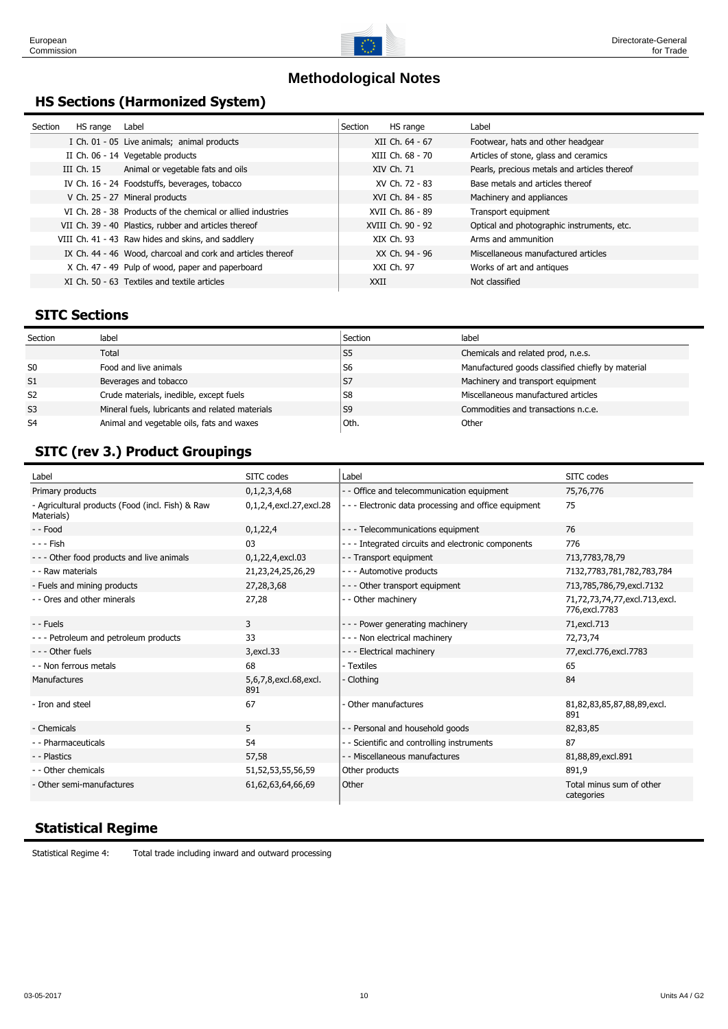# Methodological Notes

## HS Sections (Harmonized System)

| Section | HS range | Label | Section | HS range | Label |
|---|---|---|---|---|---|
| I | Ch. 01 - 05 | Live animals; animal products | XII | Ch. 64 - 67 | Footwear, hats and other headgear |
| II | Ch. 06 - 14 | Vegetable products | XIII | Ch. 68 - 70 | Articles of stone, glass and ceramics |
| III | Ch. 15 | Animal or vegetable fats and oils | XIV | Ch. 71 | Pearls, precious metals and articles thereof |
| IV | Ch. 16 - 24 | Foodstuffs, beverages, tobacco | XV | Ch. 72 - 83 | Base metals and articles thereof |
| V | Ch. 25 - 27 | Mineral products | XVI | Ch. 84 - 85 | Machinery and appliances |
| VI | Ch. 28 - 38 | Products of the chemical or allied industries | XVII | Ch. 86 - 89 | Transport equipment |
| VII | Ch. 39 - 40 | Plastics, rubber and articles thereof | XVIII | Ch. 90 - 92 | Optical and photographic instruments, etc. |
| VIII | Ch. 41 - 43 | Raw hides and skins, and saddlery | XIX | Ch. 93 | Arms and ammunition |
| IX | Ch. 44 - 46 | Wood, charcoal and cork and articles thereof | XX | Ch. 94 - 96 | Miscellaneous manufactured articles |
| X | Ch. 47 - 49 | Pulp of wood, paper and paperboard | XXI | Ch. 97 | Works of art and antiques |
| XI | Ch. 50 - 63 | Textiles and textile articles | XXII | | Not classified |

## SITC Sections

| Section | label | Section | label |
|---|---|---|---|
| | Total | S5 | Chemicals and related prod, n.e.s. |
| S0 | Food and live animals | S6 | Manufactured goods classified chiefly by material |
| S1 | Beverages and tobacco | S7 | Machinery and transport equipment |
| S2 | Crude materials, inedible, except fuels | S8 | Miscellaneous manufactured articles |
| S3 | Mineral fuels, lubricants and related materials | S9 | Commodities and transactions n.c.e. |
| S4 | Animal and vegetable oils, fats and waxes | Oth. | Other |

## SITC (rev 3.) Product Groupings

| Label | SITC codes | Label | SITC codes |
|---|---|---|---|
| Primary products | 0,1,2,3,4,68 | - - Office and telecommunication equipment | 75,76,776 |
| - Agricultural products (Food (incl. Fish) & Raw Materials) | 0,1,2,4,excl.27,excl.28 | - - - Electronic data processing and office equipment | 75 |
| - - Food | 0,1,22,4 | - - - Telecommunications equipment | 76 |
| - - - Fish | 03 | - - - Integrated circuits and electronic components | 776 |
| - - - Other food products and live animals | 0,1,22,4,excl.03 | - - Transport equipment | 713,7783,78,79 |
| - - Raw materials | 21,23,24,25,26,29 | - - - Automotive products | 7132,7783,781,782,783,784 |
| - Fuels and mining products | 27,28,3,68 | - - - Other transport equipment | 713,785,786,79,excl.7132 |
| - - Ores and other minerals | 27,28 | - - Other machinery | 71,72,73,74,77,excl.713,excl.776,excl.7783 |
| - - Fuels | 3 | - - - Power generating machinery | 71,excl.713 |
| - - - Petroleum and petroleum products | 33 | - - - Non electrical machinery | 72,73,74 |
| - - - Other fuels | 3,excl.33 | - - - Electrical machinery | 77,excl.776,excl.7783 |
| - - Non ferrous metals | 68 | - Textiles | 65 |
| Manufactures | 5,6,7,8,excl.68,excl.891 | - Clothing | 84 |
| - Iron and steel | 67 | - Other manufactures | 81,82,83,85,87,88,89,excl.891 |
| - Chemicals | 5 | - - Personal and household goods | 82,83,85 |
| - - Pharmaceuticals | 54 | - - Scientific and controlling instruments | 87 |
| - - Plastics | 57,58 | - - Miscellaneous manufactures | 81,88,89,excl.891 |
| - - Other chemicals | 51,52,53,55,56,59 | Other products | 891,9 |
| - Other semi-manufactures | 61,62,63,64,66,69 | Other | Total minus sum of other categories |

## Statistical Regime

Statistical Regime 4: Total trade including inward and outward processing